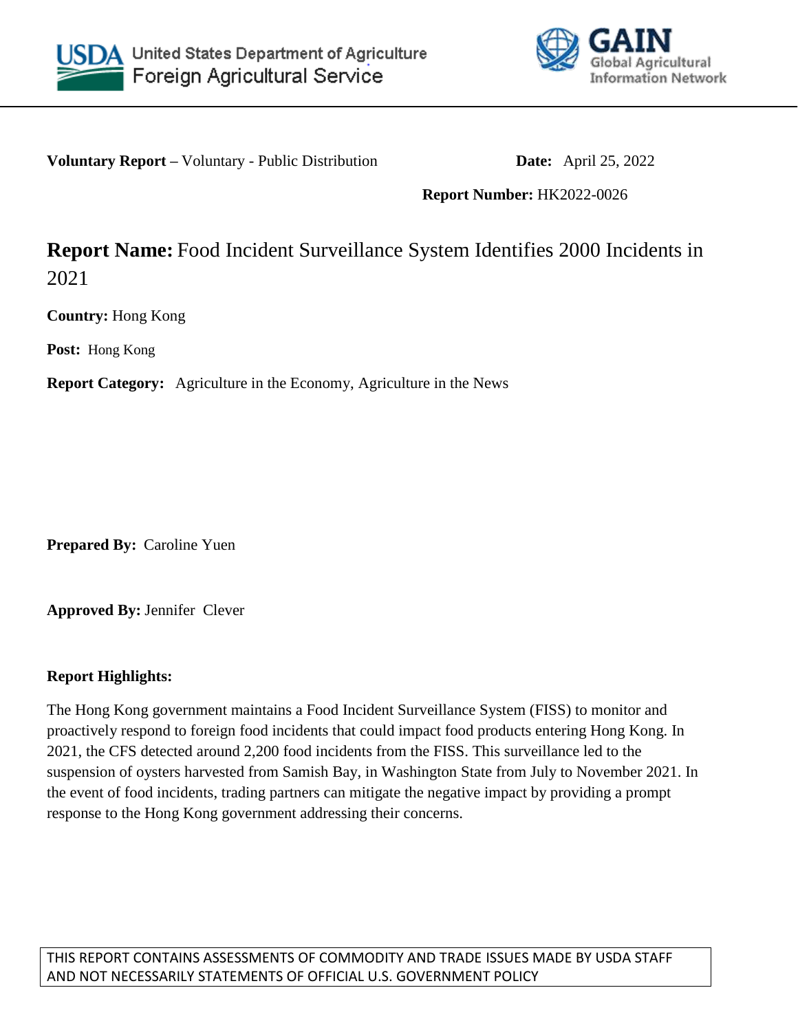United States Department of Agriculture
Foreign Agricultural Service

GAIN
Global Agricultural Information Network

**Voluntary Report –** Voluntary - Public Distribution

**Date:** April 25, 2022

**Report Number:** HK2022-0026

# **Report Name:** Food Incident Surveillance System Identifies 2000 Incidents in 2021

**Country:** Hong Kong

**Post:** Hong Kong

**Report Category:** Agriculture in the Economy, Agriculture in the News

**Prepared By:** Caroline Yuen

**Approved By:** Jennifer Clever

**Report Highlights:**

The Hong Kong government maintains a Food Incident Surveillance System (FISS) to monitor and proactively respond to foreign food incidents that could impact food products entering Hong Kong. In 2021, the CFS detected around 2,200 food incidents from the FISS. This surveillance led to the suspension of oysters harvested from Samish Bay, in Washington State from July to November 2021. In the event of food incidents, trading partners can mitigate the negative impact by providing a prompt response to the Hong Kong government addressing their concerns.

THIS REPORT CONTAINS ASSESSMENTS OF COMMODITY AND TRADE ISSUES MADE BY USDA STAFF AND NOT NECESSARILY STATEMENTS OF OFFICIAL U.S. GOVERNMENT POLICY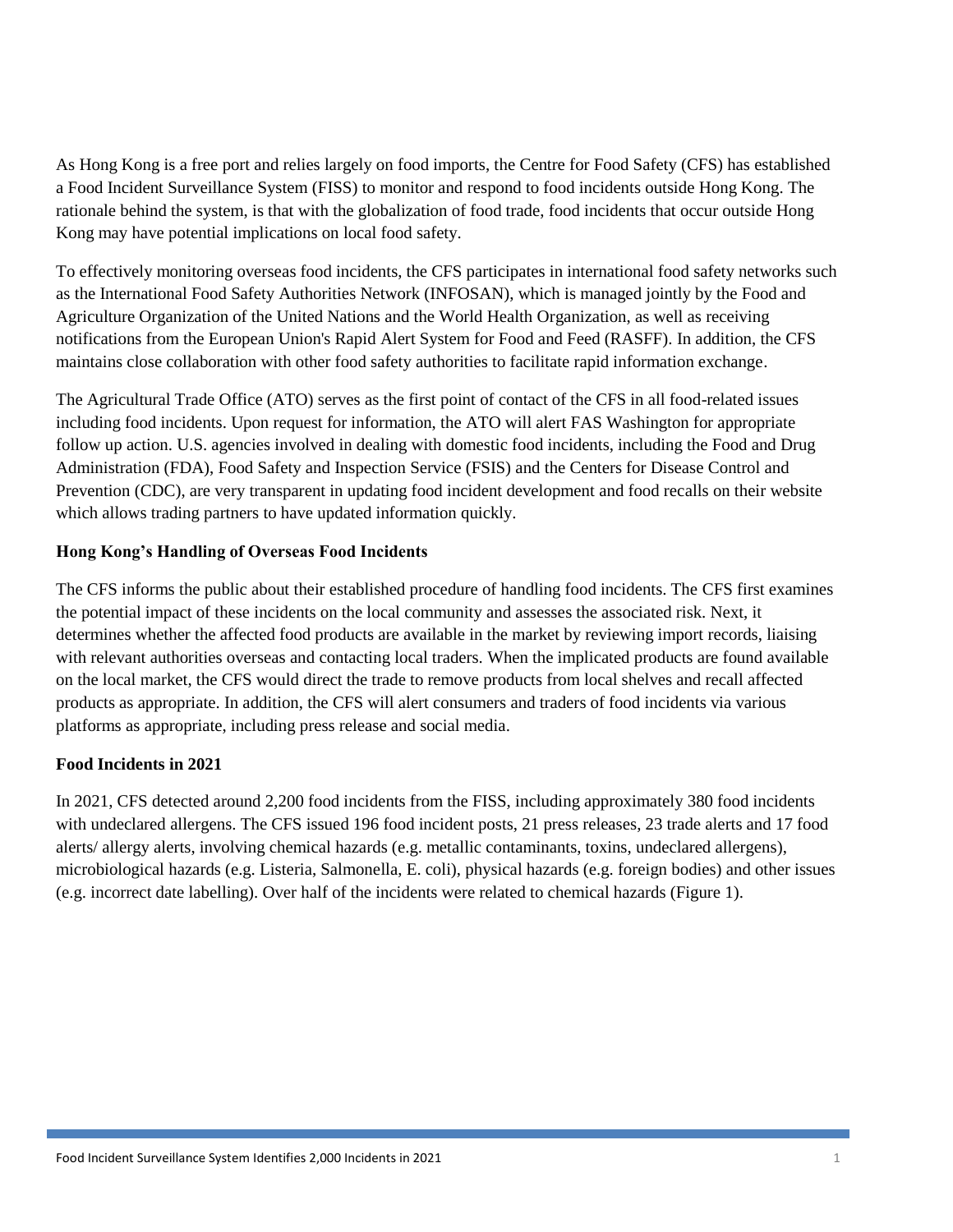As Hong Kong is a free port and relies largely on food imports, the Centre for Food Safety (CFS) has established a Food Incident Surveillance System (FISS) to monitor and respond to food incidents outside Hong Kong. The rationale behind the system, is that with the globalization of food trade, food incidents that occur outside Hong Kong may have potential implications on local food safety.

To effectively monitoring overseas food incidents, the CFS participates in international food safety networks such as the International Food Safety Authorities Network (INFOSAN), which is managed jointly by the Food and Agriculture Organization of the United Nations and the World Health Organization, as well as receiving notifications from the European Union's Rapid Alert System for Food and Feed (RASFF). In addition, the CFS maintains close collaboration with other food safety authorities to facilitate rapid information exchange.

The Agricultural Trade Office (ATO) serves as the first point of contact of the CFS in all food-related issues including food incidents. Upon request for information, the ATO will alert FAS Washington for appropriate follow up action. U.S. agencies involved in dealing with domestic food incidents, including the Food and Drug Administration (FDA), Food Safety and Inspection Service (FSIS) and the Centers for Disease Control and Prevention (CDC), are very transparent in updating food incident development and food recalls on their website which allows trading partners to have updated information quickly.

**Hong Kong's Handling of Overseas Food Incidents**

The CFS informs the public about their established procedure of handling food incidents. The CFS first examines the potential impact of these incidents on the local community and assesses the associated risk. Next, it determines whether the affected food products are available in the market by reviewing import records, liaising with relevant authorities overseas and contacting local traders. When the implicated products are found available on the local market, the CFS would direct the trade to remove products from local shelves and recall affected products as appropriate. In addition, the CFS will alert consumers and traders of food incidents via various platforms as appropriate, including press release and social media.

**Food Incidents in 2021**

In 2021, CFS detected around 2,200 food incidents from the FISS, including approximately 380 food incidents with undeclared allergens. The CFS issued 196 food incident posts, 21 press releases, 23 trade alerts and 17 food alerts/ allergy alerts, involving chemical hazards (e.g. metallic contaminants, toxins, undeclared allergens), microbiological hazards (e.g. Listeria, Salmonella, E. coli), physical hazards (e.g. foreign bodies) and other issues (e.g. incorrect date labelling). Over half of the incidents were related to chemical hazards (Figure 1).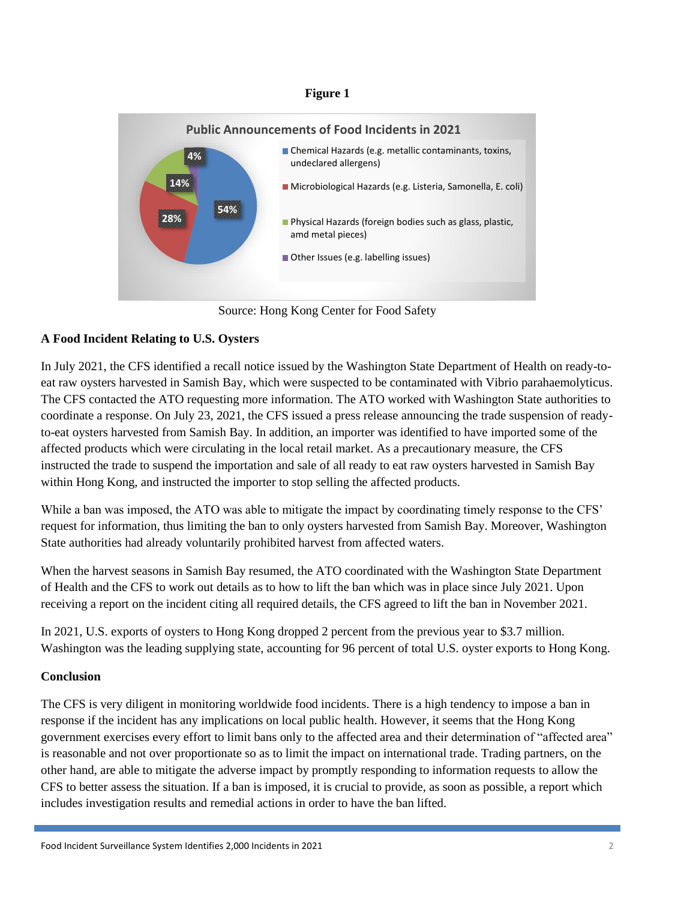**Figure 1**

Public Announcements of Food Incidents in 2021

- Chemical Hazards (e.g. metallic contaminants, toxins, undeclared allergens) — 54%
- Microbiological Hazards (e.g. Listeria, Samonella, E. coli) — 28%
- Physical Hazards (foreign bodies such as glass, plastic, amd metal pieces) — 14%
- Other Issues (e.g. labelling issues) — 4%

Source: Hong Kong Center for Food Safety

**A Food Incident Relating to U.S. Oysters**

In July 2021, the CFS identified a recall notice issued by the Washington State Department of Health on ready-to-eat raw oysters harvested in Samish Bay, which were suspected to be contaminated with Vibrio parahaemolyticus. The CFS contacted the ATO requesting more information. The ATO worked with Washington State authorities to coordinate a response. On July 23, 2021, the CFS issued a press release announcing the trade suspension of ready-to-eat oysters harvested from Samish Bay. In addition, an importer was identified to have imported some of the affected products which were circulating in the local retail market. As a precautionary measure, the CFS instructed the trade to suspend the importation and sale of all ready to eat raw oysters harvested in Samish Bay within Hong Kong, and instructed the importer to stop selling the affected products.

While a ban was imposed, the ATO was able to mitigate the impact by coordinating timely response to the CFS' request for information, thus limiting the ban to only oysters harvested from Samish Bay. Moreover, Washington State authorities had already voluntarily prohibited harvest from affected waters.

When the harvest seasons in Samish Bay resumed, the ATO coordinated with the Washington State Department of Health and the CFS to work out details as to how to lift the ban which was in place since July 2021. Upon receiving a report on the incident citing all required details, the CFS agreed to lift the ban in November 2021.

In 2021, U.S. exports of oysters to Hong Kong dropped 2 percent from the previous year to $3.7 million. Washington was the leading supplying state, accounting for 96 percent of total U.S. oyster exports to Hong Kong.

**Conclusion**

The CFS is very diligent in monitoring worldwide food incidents. There is a high tendency to impose a ban in response if the incident has any implications on local public health. However, it seems that the Hong Kong government exercises every effort to limit bans only to the affected area and their determination of "affected area" is reasonable and not over proportionate so as to limit the impact on international trade. Trading partners, on the other hand, are able to mitigate the adverse impact by promptly responding to information requests to allow the CFS to better assess the situation. If a ban is imposed, it is crucial to provide, as soon as possible, a report which includes investigation results and remedial actions in order to have the ban lifted.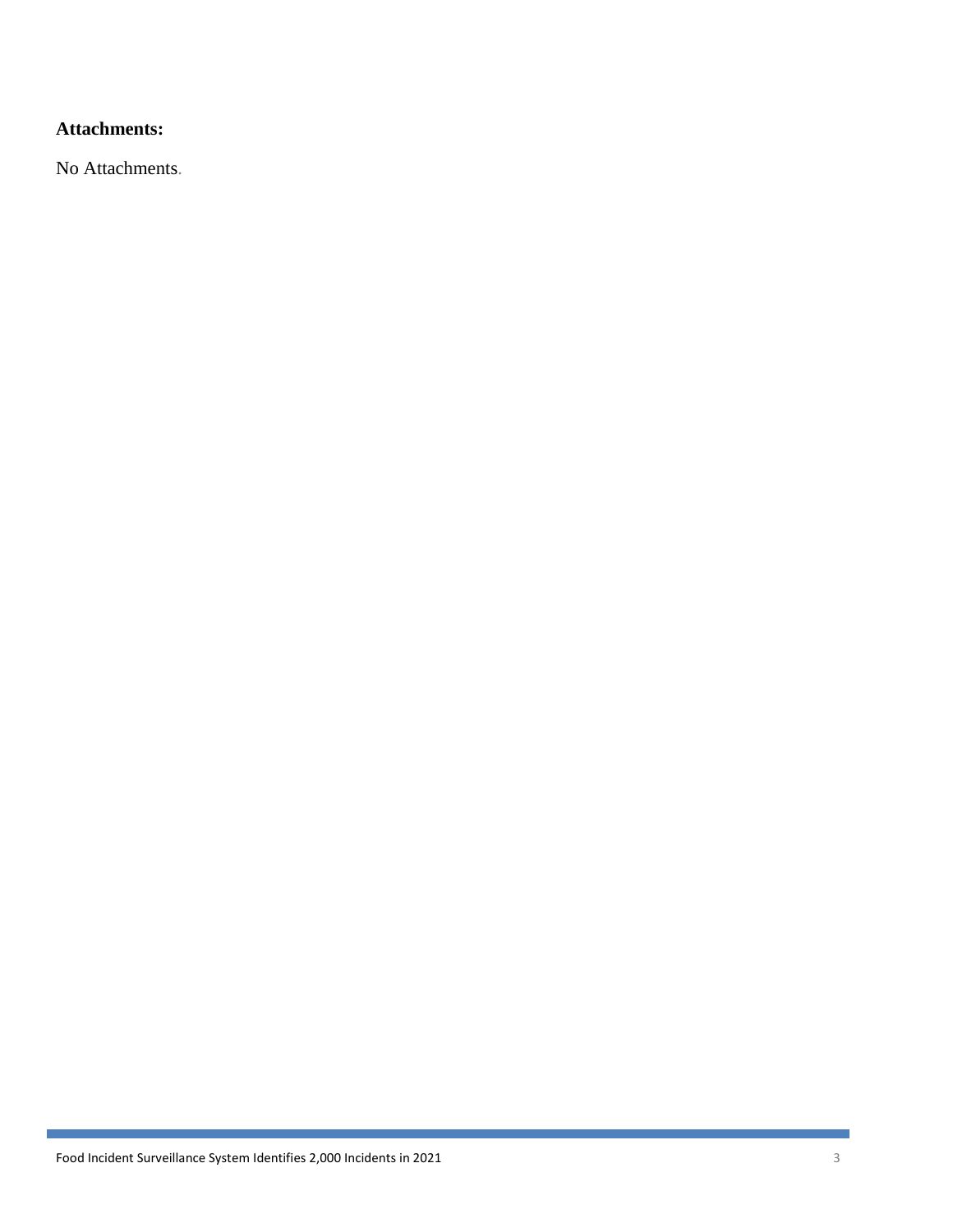**Attachments:**

No Attachments.